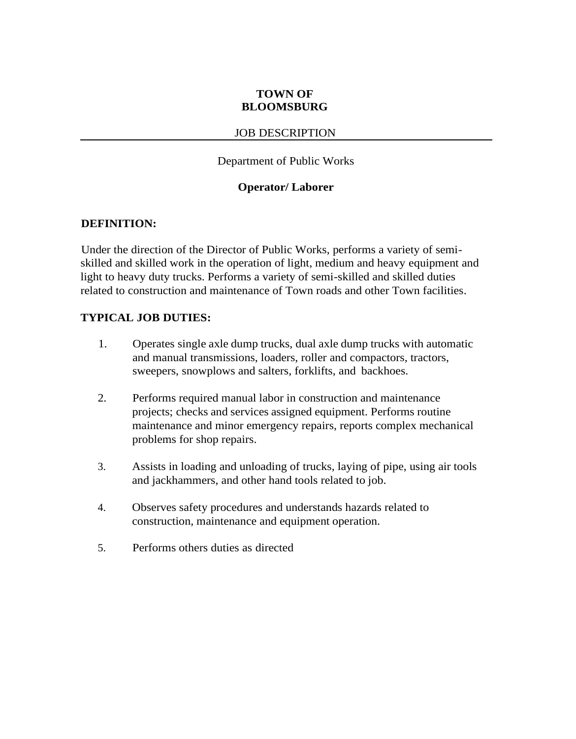# TOWN OF BLOOMSBURG

JOB DESCRIPTION

---

Department of Public Works

**Operator/ Laborer**

## DEFINITION:

Under the direction of the Director of Public Works, performs a variety of semi-skilled and skilled work in the operation of light, medium and heavy equipment and light to heavy duty trucks. Performs a variety of semi-skilled and skilled duties related to construction and maintenance of Town roads and other Town facilities.

## TYPICAL JOB DUTIES:

1. Operates single axle dump trucks, dual axle dump trucks with automatic and manual transmissions, loaders, roller and compactors, tractors, sweepers, snowplows and salters, forklifts, and backhoes.

2. Performs required manual labor in construction and maintenance projects; checks and services assigned equipment. Performs routine maintenance and minor emergency repairs, reports complex mechanical problems for shop repairs.

3. Assists in loading and unloading of trucks, laying of pipe, using air tools and jackhammers, and other hand tools related to job.

4. Observes safety procedures and understands hazards related to construction, maintenance and equipment operation.

5. Performs others duties as directed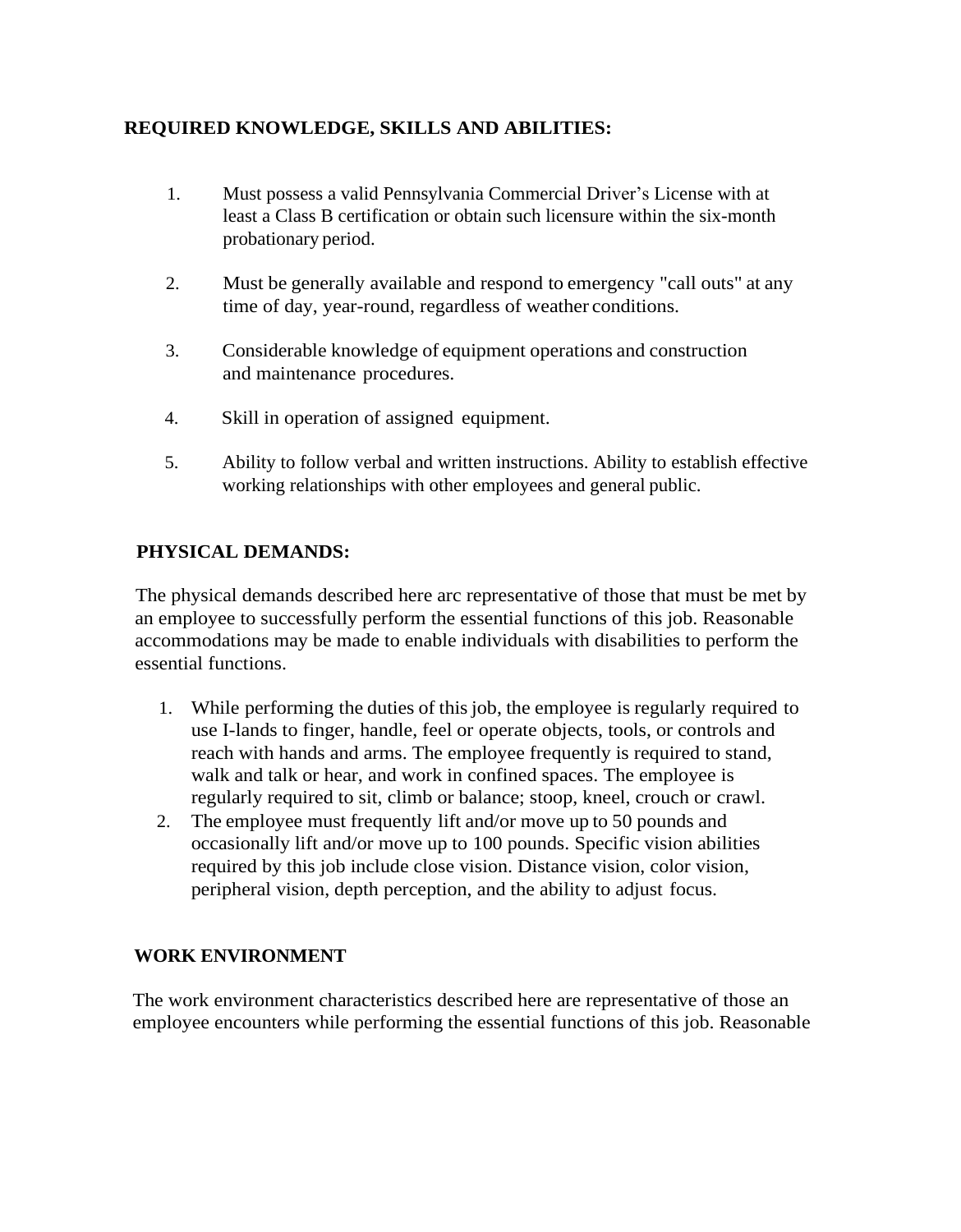**REQUIRED KNOWLEDGE, SKILLS AND ABILITIES:**

1. Must possess a valid Pennsylvania Commercial Driver's License with at least a Class B certification or obtain such licensure within the six-month probationary period.

2. Must be generally available and respond to emergency "call outs" at any time of day, year-round, regardless of weather conditions.

3. Considerable knowledge of equipment operations and construction and maintenance procedures.

4. Skill in operation of assigned equipment.

5. Ability to follow verbal and written instructions. Ability to establish effective working relationships with other employees and general public.

**PHYSICAL DEMANDS:**

The physical demands described here arc representative of those that must be met by an employee to successfully perform the essential functions of this job. Reasonable accommodations may be made to enable individuals with disabilities to perform the essential functions.

1. While performing the duties of this job, the employee is regularly required to use I-lands to finger, handle, feel or operate objects, tools, or controls and reach with hands and arms. The employee frequently is required to stand, walk and talk or hear, and work in confined spaces. The employee is regularly required to sit, climb or balance; stoop, kneel, crouch or crawl.
2. The employee must frequently lift and/or move up to 50 pounds and occasionally lift and/or move up to 100 pounds. Specific vision abilities required by this job include close vision. Distance vision, color vision, peripheral vision, depth perception, and the ability to adjust focus.

**WORK ENVIRONMENT**

The work environment characteristics described here are representative of those an employee encounters while performing the essential functions of this job. Reasonable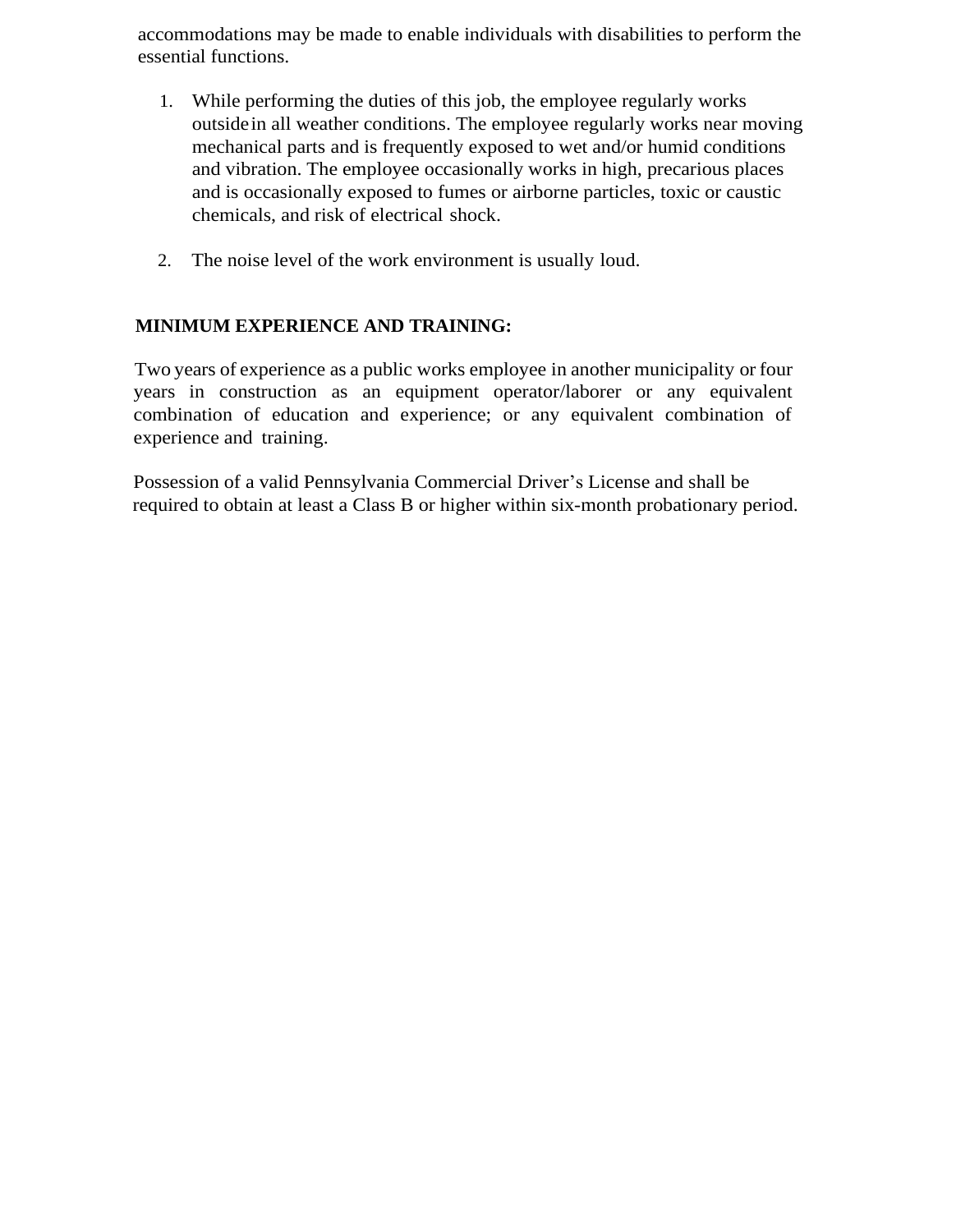accommodations may be made to enable individuals with disabilities to perform the essential functions.

1. While performing the duties of this job, the employee regularly works outside in all weather conditions. The employee regularly works near moving mechanical parts and is frequently exposed to wet and/or humid conditions and vibration. The employee occasionally works in high, precarious places and is occasionally exposed to fumes or airborne particles, toxic or caustic chemicals, and risk of electrical shock.

2. The noise level of the work environment is usually loud.

**MINIMUM EXPERIENCE AND TRAINING:**

Two years of experience as a public works employee in another municipality or four years in construction as an equipment operator/laborer or any equivalent combination of education and experience; or any equivalent combination of experience and training.

Possession of a valid Pennsylvania Commercial Driver's License and shall be required to obtain at least a Class B or higher within six-month probationary period.